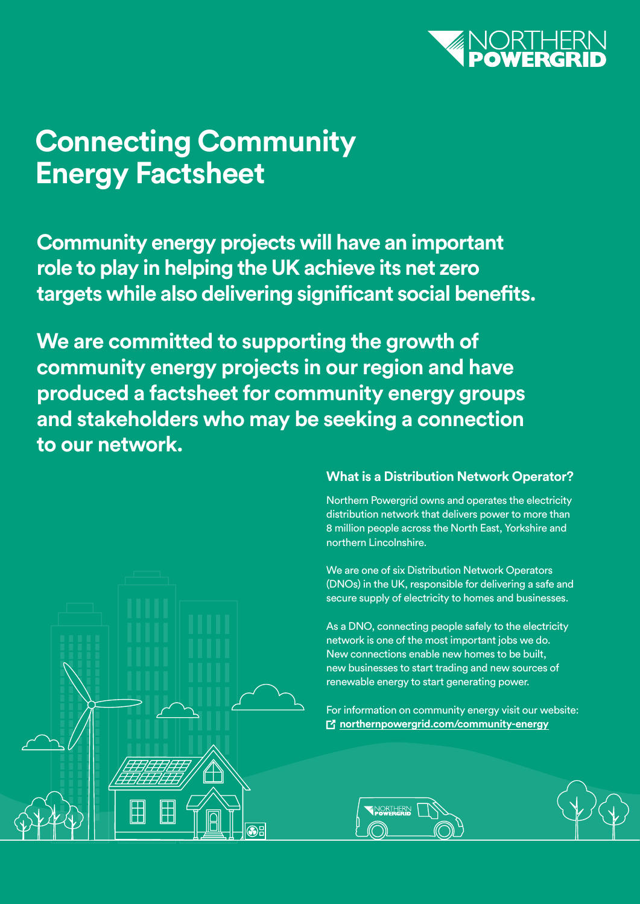# Connecting Community Energy Factsheet

**Community energy projects will have an important role to play in helping the UK achieve its net zero targets while also delivering significant social benefits.**

**We are committed to supporting the growth of community energy projects in our region and have produced a factsheet for community energy groups and stakeholders who may be seeking a connection to our network.**

### What is a Distribution Network Operator?

Northern Powergrid owns and operates the electricity distribution network that delivers power to more than 8 million people across the North East, Yorkshire and northern Lincolnshire.

We are one of six Distribution Network Operators (DNOs) in the UK, responsible for delivering a safe and secure supply of electricity to homes and businesses.

As a DNO, connecting people safely to the electricity network is one of the most important jobs we do. New connections enable new homes to be built, new businesses to start trading and new sources of renewable energy to start generating power.

For information on community energy visit our website:
**northernpowergrid.com/community-energy**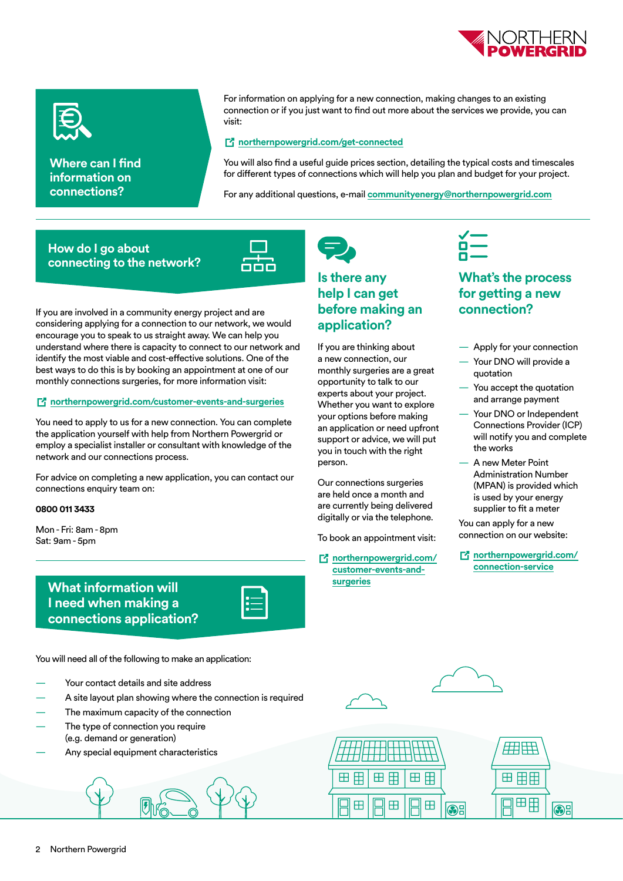## Where can I find information on connections?

For information on applying for a new connection, making changes to an existing connection or if you just want to find out more about the services we provide, you can visit:

northernpowergrid.com/get-connected

You will also find a useful guide prices section, detailing the typical costs and timescales for different types of connections which will help you plan and budget for your project.

For any additional questions, e-mail **communityenergy@northernpowergrid.com**

## How do I go about connecting to the network?

If you are involved in a community energy project and are considering applying for a connection to our network, we would encourage you to speak to us straight away. We can help you understand where there is capacity to connect to our network and identify the most viable and cost-effective solutions. One of the best ways to do this is by booking an appointment at one of our monthly connections surgeries, for more information visit:

northernpowergrid.com/customer-events-and-surgeries

You need to apply to us for a new connection. You can complete the application yourself with help from Northern Powergrid or employ a specialist installer or consultant with knowledge of the network and our connections process.

For advice on completing a new application, you can contact our connections enquiry team on:

**0800 011 3433**

Mon - Fri: 8am - 8pm
Sat: 9am - 5pm

## What information will I need when making a connections application?

You will need all of the following to make an application:

- Your contact details and site address
- A site layout plan showing where the connection is required
- The maximum capacity of the connection
- The type of connection you require (e.g. demand or generation)
- Any special equipment characteristics

## Is there any help I can get before making an application?

If you are thinking about a new connection, our monthly surgeries are a great opportunity to talk to our experts about your project. Whether you want to explore your options before making an application or need upfront support or advice, we will put you in touch with the right person.

Our connections surgeries are held once a month and are currently being delivered digitally or via the telephone.

To book an appointment visit:

northernpowergrid.com/customer-events-and-surgeries

## What's the process for getting a new connection?

- Apply for your connection
- Your DNO will provide a quotation
- You accept the quotation and arrange payment
- Your DNO or Independent Connections Provider (ICP) will notify you and complete the works
- A new Meter Point Administration Number (MPAN) is provided which is used by your energy supplier to fit a meter

You can apply for a new connection on our website:

northernpowergrid.com/connection-service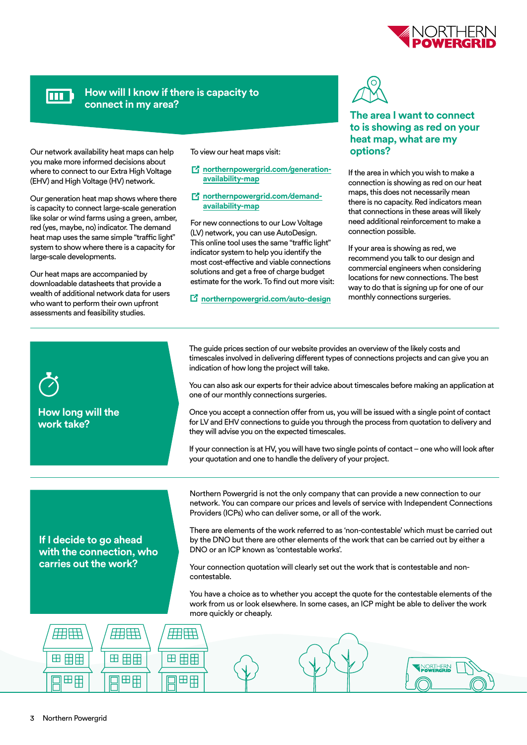## How will I know if there is capacity to connect in my area?

Our network availability heat maps can help you make more informed decisions about where to connect to our Extra High Voltage (EHV) and High Voltage (HV) network.

Our generation heat map shows where there is capacity to connect large-scale generation like solar or wind farms using a green, amber, red (yes, maybe, no) indicator. The demand heat map uses the same simple "traffic light" system to show where there is a capacity for large-scale developments.

Our heat maps are accompanied by downloadable datasheets that provide a wealth of additional network data for users who want to perform their own upfront assessments and feasibility studies.

To view our heat maps visit:

- northernpowergrid.com/generation-availability-map
- northernpowergrid.com/demand-availability-map

For new connections to our Low Voltage (LV) network, you can use AutoDesign. This online tool uses the same "traffic light" indicator system to help you identify the most cost-effective and viable connections solutions and get a free of charge budget estimate for the work. To find out more visit:

- northernpowergrid.com/auto-design

## The area I want to connect to is showing as red on your heat map, what are my options?

If the area in which you wish to make a connection is showing as red on our heat maps, this does not necessarily mean there is no capacity. Red indicators mean that connections in these areas will likely need additional reinforcement to make a connection possible.

If your area is showing as red, we recommend you talk to our design and commercial engineers when considering locations for new connections. The best way to do that is signing up for one of our monthly connections surgeries.

## How long will the work take?

The guide prices section of our website provides an overview of the likely costs and timescales involved in delivering different types of connections projects and can give you an indication of how long the project will take.

You can also ask our experts for their advice about timescales before making an application at one of our monthly connections surgeries.

Once you accept a connection offer from us, you will be issued with a single point of contact for LV and EHV connections to guide you through the process from quotation to delivery and they will advise you on the expected timescales.

If your connection is at HV, you will have two single points of contact – one who will look after your quotation and one to handle the delivery of your project.

## If I decide to go ahead with the connection, who carries out the work?

Northern Powergrid is not the only company that can provide a new connection to our network. You can compare our prices and levels of service with Independent Connections Providers (ICPs) who can deliver some, or all of the work.

There are elements of the work referred to as 'non-contestable' which must be carried out by the DNO but there are other elements of the work that can be carried out by either a DNO or an ICP known as 'contestable works'.

Your connection quotation will clearly set out the work that is contestable and non-contestable.

You have a choice as to whether you accept the quote for the contestable elements of the work from us or look elsewhere. In some cases, an ICP might be able to deliver the work more quickly or cheaply.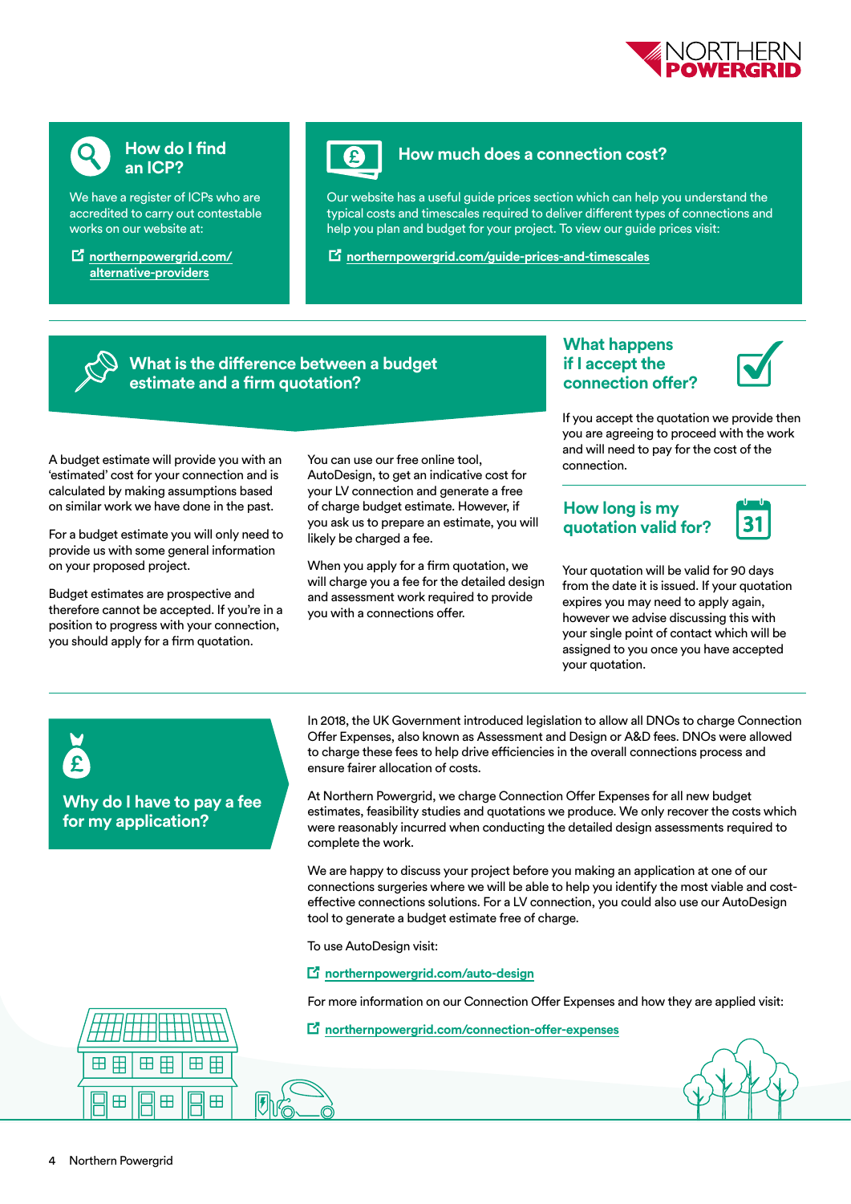## How do I find an ICP?

We have a register of ICPs who are accredited to carry out contestable works on our website at:

northernpowergrid.com/alternative-providers

## How much does a connection cost?

Our website has a useful guide prices section which can help you understand the typical costs and timescales required to deliver different types of connections and help you plan and budget for your project. To view our guide prices visit:

northernpowergrid.com/guide-prices-and-timescales

## What is the difference between a budget estimate and a firm quotation?

A budget estimate will provide you with an 'estimated' cost for your connection and is calculated by making assumptions based on similar work we have done in the past.

For a budget estimate you will only need to provide us with some general information on your proposed project.

Budget estimates are prospective and therefore cannot be accepted. If you're in a position to progress with your connection, you should apply for a firm quotation.

You can use our free online tool, AutoDesign, to get an indicative cost for your LV connection and generate a free of charge budget estimate. However, if you ask us to prepare an estimate, you will likely be charged a fee.

When you apply for a firm quotation, we will charge you a fee for the detailed design and assessment work required to provide you with a connections offer.

## What happens if I accept the connection offer?

If you accept the quotation we provide then you are agreeing to proceed with the work and will need to pay for the cost of the connection.

## How long is my quotation valid for?

Your quotation will be valid for 90 days from the date it is issued. If your quotation expires you may need to apply again, however we advise discussing this with your single point of contact which will be assigned to you once you have accepted your quotation.

## Why do I have to pay a fee for my application?

In 2018, the UK Government introduced legislation to allow all DNOs to charge Connection Offer Expenses, also known as Assessment and Design or A&D fees. DNOs were allowed to charge these fees to help drive efficiencies in the overall connections process and ensure fairer allocation of costs.

At Northern Powergrid, we charge Connection Offer Expenses for all new budget estimates, feasibility studies and quotations we produce. We only recover the costs which were reasonably incurred when conducting the detailed design assessments required to complete the work.

We are happy to discuss your project before you making an application at one of our connections surgeries where we will be able to help you identify the most viable and cost-effective connections solutions. For a LV connection, you could also use our AutoDesign tool to generate a budget estimate free of charge.

To use AutoDesign visit:

northernpowergrid.com/auto-design

For more information on our Connection Offer Expenses and how they are applied visit:

northernpowergrid.com/connection-offer-expenses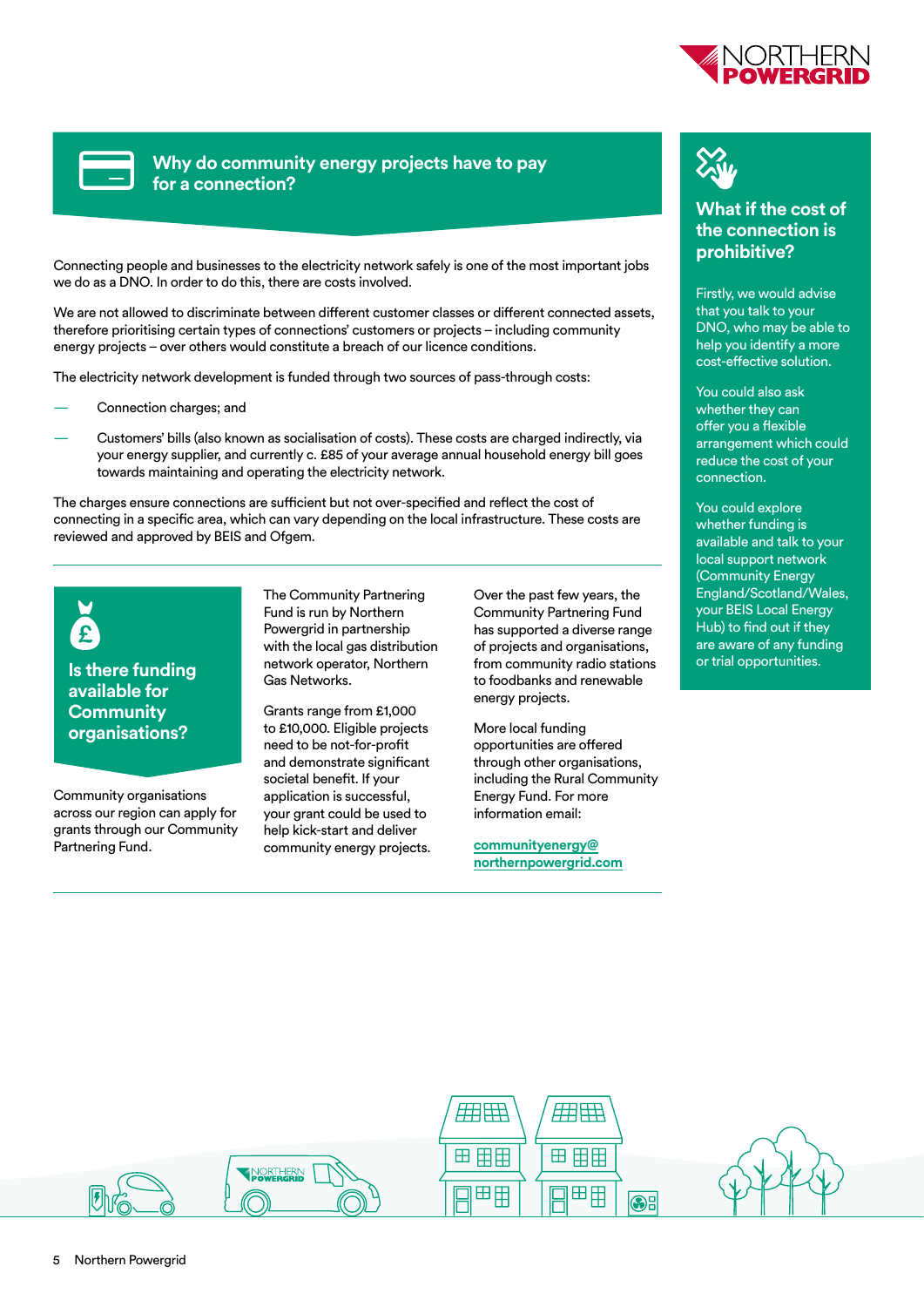## Why do community energy projects have to pay for a connection?

Connecting people and businesses to the electricity network safely is one of the most important jobs we do as a DNO. In order to do this, there are costs involved.

We are not allowed to discriminate between different customer classes or different connected assets, therefore prioritising certain types of connections' customers or projects – including community energy projects – over others would constitute a breach of our licence conditions.

The electricity network development is funded through two sources of pass-through costs:

- Connection charges; and
- Customers' bills (also known as socialisation of costs). These costs are charged indirectly, via your energy supplier, and currently c. £85 of your average annual household energy bill goes towards maintaining and operating the electricity network.

The charges ensure connections are sufficient but not over-specified and reflect the cost of connecting in a specific area, which can vary depending on the local infrastructure. These costs are reviewed and approved by BEIS and Ofgem.

## Is there funding available for Community organisations?

Community organisations across our region can apply for grants through our Community Partnering Fund.

The Community Partnering Fund is run by Northern Powergrid in partnership with the local gas distribution network operator, Northern Gas Networks.

Grants range from £1,000 to £10,000. Eligible projects need to be not-for-profit and demonstrate significant societal benefit. If your application is successful, your grant could be used to help kick-start and deliver community energy projects.

Over the past few years, the Community Partnering Fund has supported a diverse range of projects and organisations, from community radio stations to foodbanks and renewable energy projects.

More local funding opportunities are offered through other organisations, including the Rural Community Energy Fund. For more information email:

**communityenergy@northernpowergrid.com**

## What if the cost of the connection is prohibitive?

Firstly, we would advise that you talk to your DNO, who may be able to help you identify a more cost-effective solution.

You could also ask whether they can offer you a flexible arrangement which could reduce the cost of your connection.

You could explore whether funding is available and talk to your local support network (Community Energy England/Scotland/Wales, your BEIS Local Energy Hub) to find out if they are aware of any funding or trial opportunities.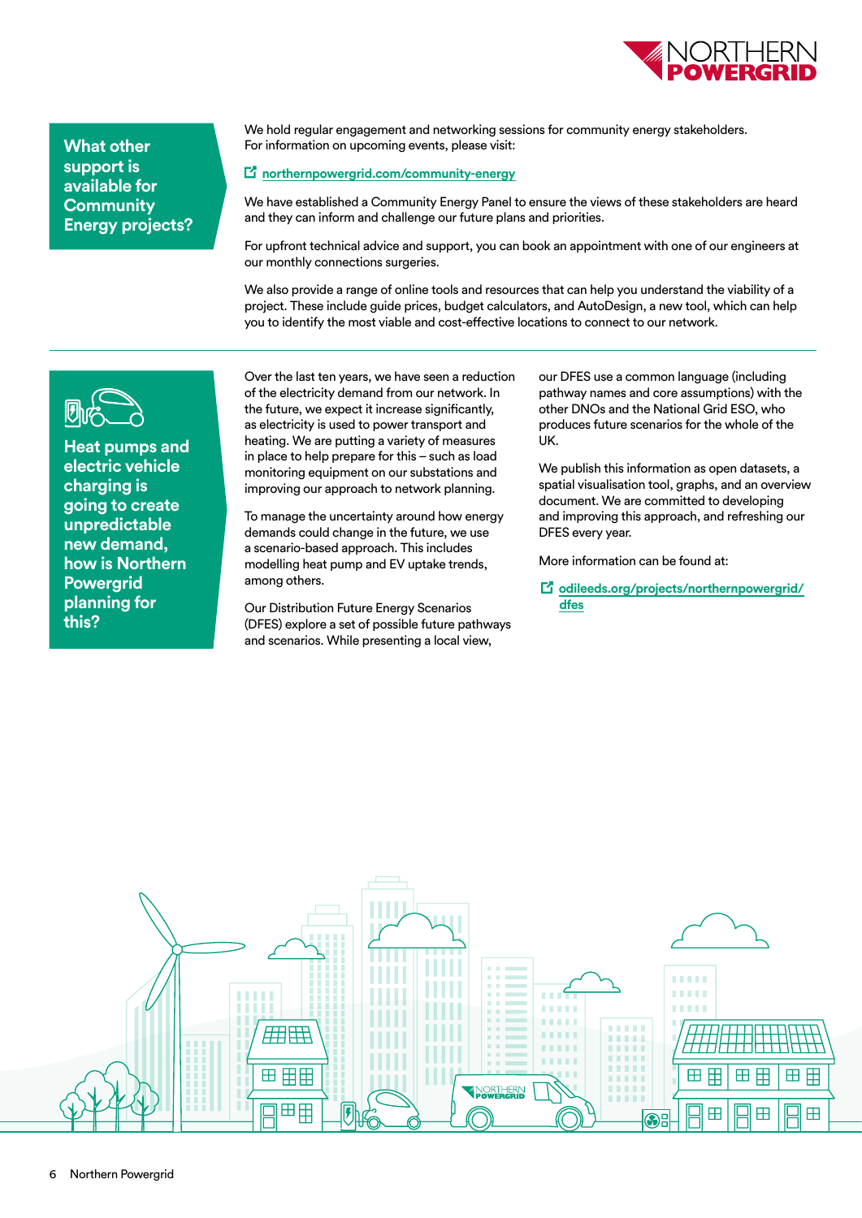## What other support is available for Community Energy projects?

We hold regular engagement and networking sessions for community energy stakeholders. For information on upcoming events, please visit:

northernpowergrid.com/community-energy

We have established a Community Energy Panel to ensure the views of these stakeholders are heard and they can inform and challenge our future plans and priorities.

For upfront technical advice and support, you can book an appointment with one of our engineers at our monthly connections surgeries.

We also provide a range of online tools and resources that can help you understand the viability of a project. These include guide prices, budget calculators, and AutoDesign, a new tool, which can help you to identify the most viable and cost-effective locations to connect to our network.

## Heat pumps and electric vehicle charging is going to create unpredictable new demand, how is Northern Powergrid planning for this?

Over the last ten years, we have seen a reduction of the electricity demand from our network. In the future, we expect it increase significantly, as electricity is used to power transport and heating. We are putting a variety of measures in place to help prepare for this – such as load monitoring equipment on our substations and improving our approach to network planning.

To manage the uncertainty around how energy demands could change in the future, we use a scenario-based approach. This includes modelling heat pump and EV uptake trends, among others.

Our Distribution Future Energy Scenarios (DFES) explore a set of possible future pathways and scenarios. While presenting a local view, our DFES use a common language (including pathway names and core assumptions) with the other DNOs and the National Grid ESO, who produces future scenarios for the whole of the UK.

We publish this information as open datasets, a spatial visualisation tool, graphs, and an overview document. We are committed to developing and improving this approach, and refreshing our DFES every year.

More information can be found at:

odileeds.org/projects/northernpowergrid/dfes